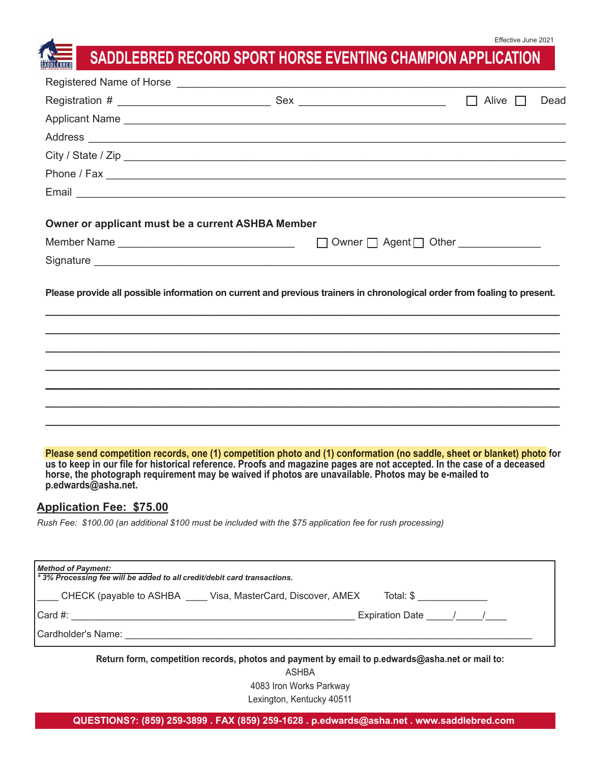Effective June 2021

# SADDLEBRED RECORD SPORT HORSE EVENTING CHAMPION APPLICATION

Registered Name of Horse ______________________________________________

Registration # ________________________ Sex ________________________ ☐ Alive ☐ Dead

Applicant Name ______________________________________________

Address ______________________________________________

City / State / Zip ______________________________________________

Phone / Fax ______________________________________________

Email ______________________________________________

**Owner or applicant must be a current ASHBA Member**

Member Name ____________________________ ☐ Owner ☐ Agent ☐ Other ____________

Signature ______________________________________________

**Please provide all possible information on current and previous trainers in chronological order from foaling to present.**

______________________________________________

______________________________________________

______________________________________________

______________________________________________

______________________________________________

______________________________________________

______________________________________________

**Please send competition records, one (1) competition photo and (1) conformation (no saddle, sheet or blanket) photo for us to keep in our file for historical reference. Proofs and magazine pages are not accepted. In the case of a deceased horse, the photograph requirement may be waived if photos are unavailable. Photos may be e-mailed to p.edwards@asha.net.**

## Application Fee: $75.00

*Rush Fee: $100.00 (an additional $100 must be included with the $75 application fee for rush processing)*

***Method of Payment:***
***\* 3% Processing fee will be added to all credit/debit card transactions.***

____ CHECK (payable to ASHBA ____ Visa, MasterCard, Discover, AMEX Total: $ ____________

Card #: ______________________________________________ Expiration Date _____/_____/____

Cardholder's Name: ______________________________________________

**Return form, competition records, photos and payment by email to p.edwards@asha.net or mail to:**

ASHBA
4083 Iron Works Parkway
Lexington, Kentucky 40511

**QUESTIONS?: (859) 259-3899 . FAX (859) 259-1628 . p.edwards@asha.net . www.saddlebred.com**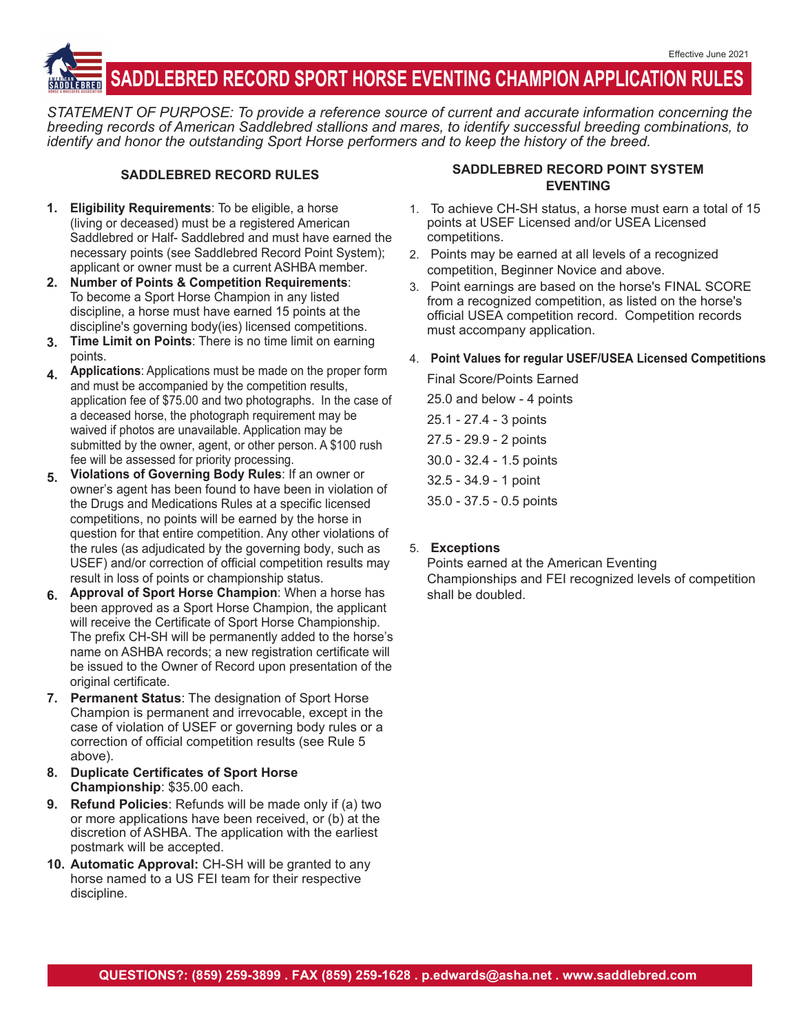Effective June 2021

# SADDLEBRED RECORD SPORT HORSE EVENTING CHAMPION APPLICATION RULES

*STATEMENT OF PURPOSE: To provide a reference source of current and accurate information concerning the breeding records of American Saddlebred stallions and mares, to identify successful breeding combinations, to identify and honor the outstanding Sport Horse performers and to keep the history of the breed.*

## SADDLEBRED RECORD RULES

1. **Eligibility Requirements**: To be eligible, a horse (living or deceased) must be a registered American Saddlebred or Half- Saddlebred and must have earned the necessary points (see Saddlebred Record Point System); applicant or owner must be a current ASHBA member.
2. **Number of Points & Competition Requirements**: To become a Sport Horse Champion in any listed discipline, a horse must have earned 15 points at the discipline's governing body(ies) licensed competitions.
3. **Time Limit on Points**: There is no time limit on earning points.
4. **Applications**: Applications must be made on the proper form and must be accompanied by the competition results, application fee of $75.00 and two photographs. In the case of a deceased horse, the photograph requirement may be waived if photos are unavailable. Application may be submitted by the owner, agent, or other person. A $100 rush fee will be assessed for priority processing.
5. **Violations of Governing Body Rules**: If an owner or owner's agent has been found to have been in violation of the Drugs and Medications Rules at a specific licensed competitions, no points will be earned by the horse in question for that entire competition. Any other violations of the rules (as adjudicated by the governing body, such as USEF) and/or correction of official competition results may result in loss of points or championship status.
6. **Approval of Sport Horse Champion**: When a horse has been approved as a Sport Horse Champion, the applicant will receive the Certificate of Sport Horse Championship. The prefix CH-SH will be permanently added to the horse's name on ASHBA records; a new registration certificate will be issued to the Owner of Record upon presentation of the original certificate.
7. **Permanent Status**: The designation of Sport Horse Champion is permanent and irrevocable, except in the case of violation of USEF or governing body rules or a correction of official competition results (see Rule 5 above).
8. **Duplicate Certificates of Sport Horse Championship**: $35.00 each.
9. **Refund Policies**: Refunds will be made only if (a) two or more applications have been received, or (b) at the discretion of ASHBA. The application with the earliest postmark will be accepted.
10. **Automatic Approval:** CH-SH will be granted to any horse named to a US FEI team for their respective discipline.

## SADDLEBRED RECORD POINT SYSTEM EVENTING

1. To achieve CH-SH status, a horse must earn a total of 15 points at USEF Licensed and/or USEA Licensed competitions.
2. Points may be earned at all levels of a recognized competition, Beginner Novice and above.
3. Point earnings are based on the horse's FINAL SCORE from a recognized competition, as listed on the horse's official USEA competition record. Competition records must accompany application.
4. **Point Values for regular USEF/USEA Licensed Competitions**

   Final Score/Points Earned

   25.0 and below - 4 points

   25.1 - 27.4 - 3 points

   27.5 - 29.9 - 2 points

   30.0 - 32.4 - 1.5 points

   32.5 - 34.9 - 1 point

   35.0 - 37.5 - 0.5 points

5. **Exceptions**

   Points earned at the American Eventing Championships and FEI recognized levels of competition shall be doubled.

**QUESTIONS?: (859) 259-3899 . FAX (859) 259-1628 . p.edwards@asha.net . www.saddlebred.com**